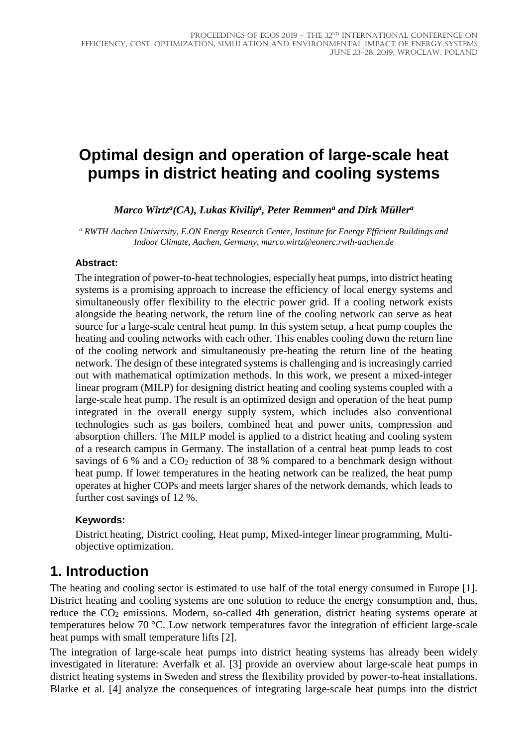# Optimal design and operation of large-scale heat pumps in district heating and cooling systems

***Marco Wirtz[a](CA), Lukas Kivilip[a], Peter Remmen[a] and Dirk Müller[a]***

*[a] RWTH Aachen University, E.ON Energy Research Center, Institute for Energy Efficient Buildings and Indoor Climate, Aachen, Germany, marco.wirtz@eonerc.rwth-aachen.de*

**Abstract:**

The integration of power-to-heat technologies, especially heat pumps, into district heating systems is a promising approach to increase the efficiency of local energy systems and simultaneously offer flexibility to the electric power grid. If a cooling network exists alongside the heating network, the return line of the cooling network can serve as heat source for a large-scale central heat pump. In this system setup, a heat pump couples the heating and cooling networks with each other. This enables cooling down the return line of the cooling network and simultaneously pre-heating the return line of the heating network. The design of these integrated systems is challenging and is increasingly carried out with mathematical optimization methods. In this work, we present a mixed-integer linear program (MILP) for designing district heating and cooling systems coupled with a large-scale heat pump. The result is an optimized design and operation of the heat pump integrated in the overall energy supply system, which includes also conventional technologies such as gas boilers, combined heat and power units, compression and absorption chillers. The MILP model is applied to a district heating and cooling system of a research campus in Germany. The installation of a central heat pump leads to cost savings of 6 % and a $CO_2$ reduction of 38 % compared to a benchmark design without heat pump. If lower temperatures in the heating network can be realized, the heat pump operates at higher COPs and meets larger shares of the network demands, which leads to further cost savings of 12 %.

**Keywords:**

District heating, District cooling, Heat pump, Mixed-integer linear programming, Multi-objective optimization.

## 1. Introduction

The heating and cooling sector is estimated to use half of the total energy consumed in Europe [1]. District heating and cooling systems are one solution to reduce the energy consumption and, thus, reduce the $CO_2$ emissions. Modern, so-called 4th generation, district heating systems operate at temperatures below 70 °C. Low network temperatures favor the integration of efficient large-scale heat pumps with small temperature lifts [2].

The integration of large-scale heat pumps into district heating systems has already been widely investigated in literature: Averfalk et al. [3] provide an overview about large-scale heat pumps in district heating systems in Sweden and stress the flexibility provided by power-to-heat installations. Blarke et al. [4] analyze the consequences of integrating large-scale heat pumps into the district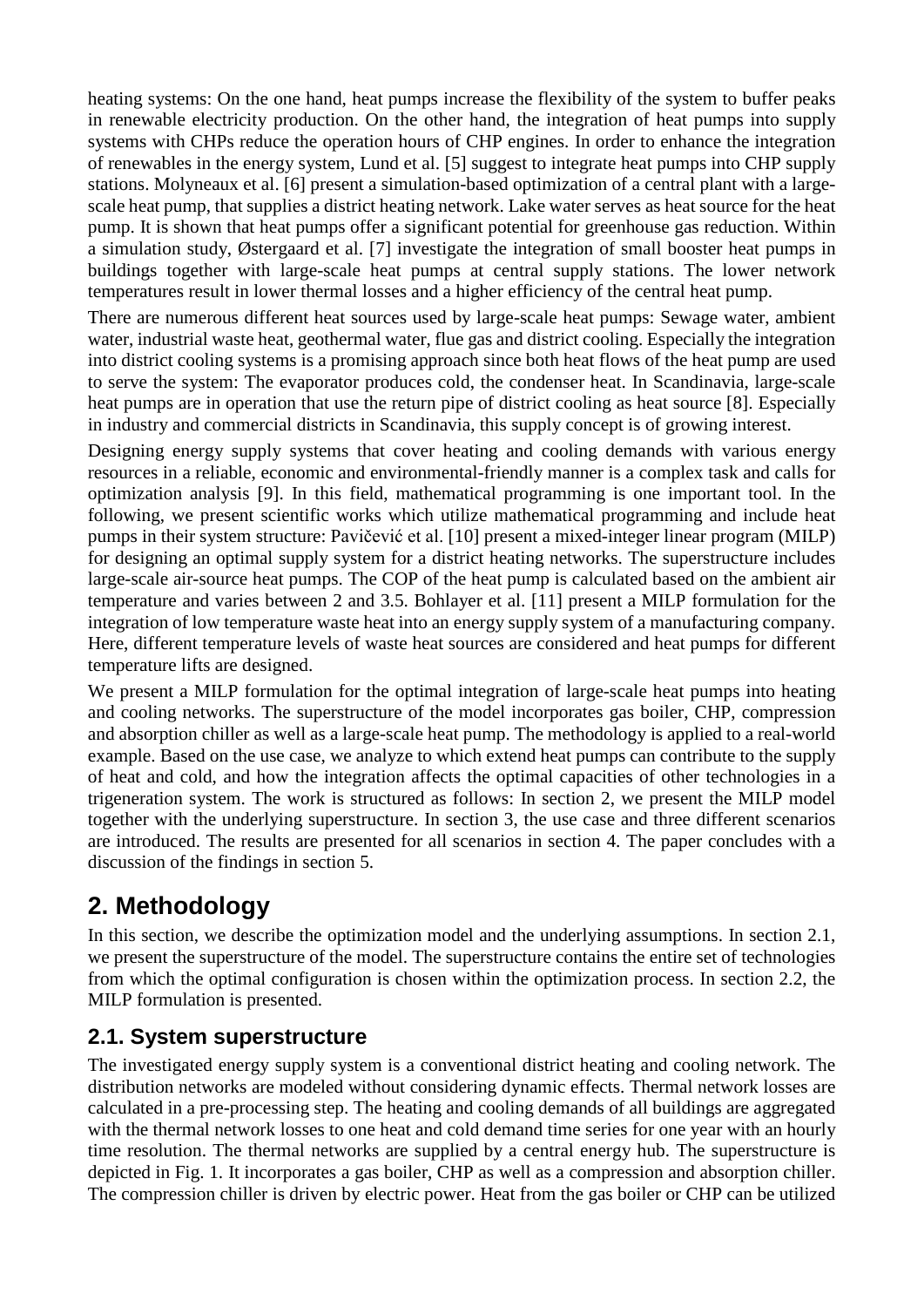heating systems: On the one hand, heat pumps increase the flexibility of the system to buffer peaks in renewable electricity production. On the other hand, the integration of heat pumps into supply systems with CHPs reduce the operation hours of CHP engines. In order to enhance the integration of renewables in the energy system, Lund et al. [5] suggest to integrate heat pumps into CHP supply stations. Molyneaux et al. [6] present a simulation-based optimization of a central plant with a large-scale heat pump, that supplies a district heating network. Lake water serves as heat source for the heat pump. It is shown that heat pumps offer a significant potential for greenhouse gas reduction. Within a simulation study, Østergaard et al. [7] investigate the integration of small booster heat pumps in buildings together with large-scale heat pumps at central supply stations. The lower network temperatures result in lower thermal losses and a higher efficiency of the central heat pump.

There are numerous different heat sources used by large-scale heat pumps: Sewage water, ambient water, industrial waste heat, geothermal water, flue gas and district cooling. Especially the integration into district cooling systems is a promising approach since both heat flows of the heat pump are used to serve the system: The evaporator produces cold, the condenser heat. In Scandinavia, large-scale heat pumps are in operation that use the return pipe of district cooling as heat source [8]. Especially in industry and commercial districts in Scandinavia, this supply concept is of growing interest.

Designing energy supply systems that cover heating and cooling demands with various energy resources in a reliable, economic and environmental-friendly manner is a complex task and calls for optimization analysis [9]. In this field, mathematical programming is one important tool. In the following, we present scientific works which utilize mathematical programming and include heat pumps in their system structure: Pavičević et al. [10] present a mixed-integer linear program (MILP) for designing an optimal supply system for a district heating networks. The superstructure includes large-scale air-source heat pumps. The COP of the heat pump is calculated based on the ambient air temperature and varies between 2 and 3.5. Bohlayer et al. [11] present a MILP formulation for the integration of low temperature waste heat into an energy supply system of a manufacturing company. Here, different temperature levels of waste heat sources are considered and heat pumps for different temperature lifts are designed.

We present a MILP formulation for the optimal integration of large-scale heat pumps into heating and cooling networks. The superstructure of the model incorporates gas boiler, CHP, compression and absorption chiller as well as a large-scale heat pump. The methodology is applied to a real-world example. Based on the use case, we analyze to which extend heat pumps can contribute to the supply of heat and cold, and how the integration affects the optimal capacities of other technologies in a trigeneration system. The work is structured as follows: In section 2, we present the MILP model together with the underlying superstructure. In section 3, the use case and three different scenarios are introduced. The results are presented for all scenarios in section 4. The paper concludes with a discussion of the findings in section 5.

# 2. Methodology

In this section, we describe the optimization model and the underlying assumptions. In section 2.1, we present the superstructure of the model. The superstructure contains the entire set of technologies from which the optimal configuration is chosen within the optimization process. In section 2.2, the MILP formulation is presented.

## 2.1. System superstructure

The investigated energy supply system is a conventional district heating and cooling network. The distribution networks are modeled without considering dynamic effects. Thermal network losses are calculated in a pre-processing step. The heating and cooling demands of all buildings are aggregated with the thermal network losses to one heat and cold demand time series for one year with an hourly time resolution. The thermal networks are supplied by a central energy hub. The superstructure is depicted in Fig. 1. It incorporates a gas boiler, CHP as well as a compression and absorption chiller. The compression chiller is driven by electric power. Heat from the gas boiler or CHP can be utilized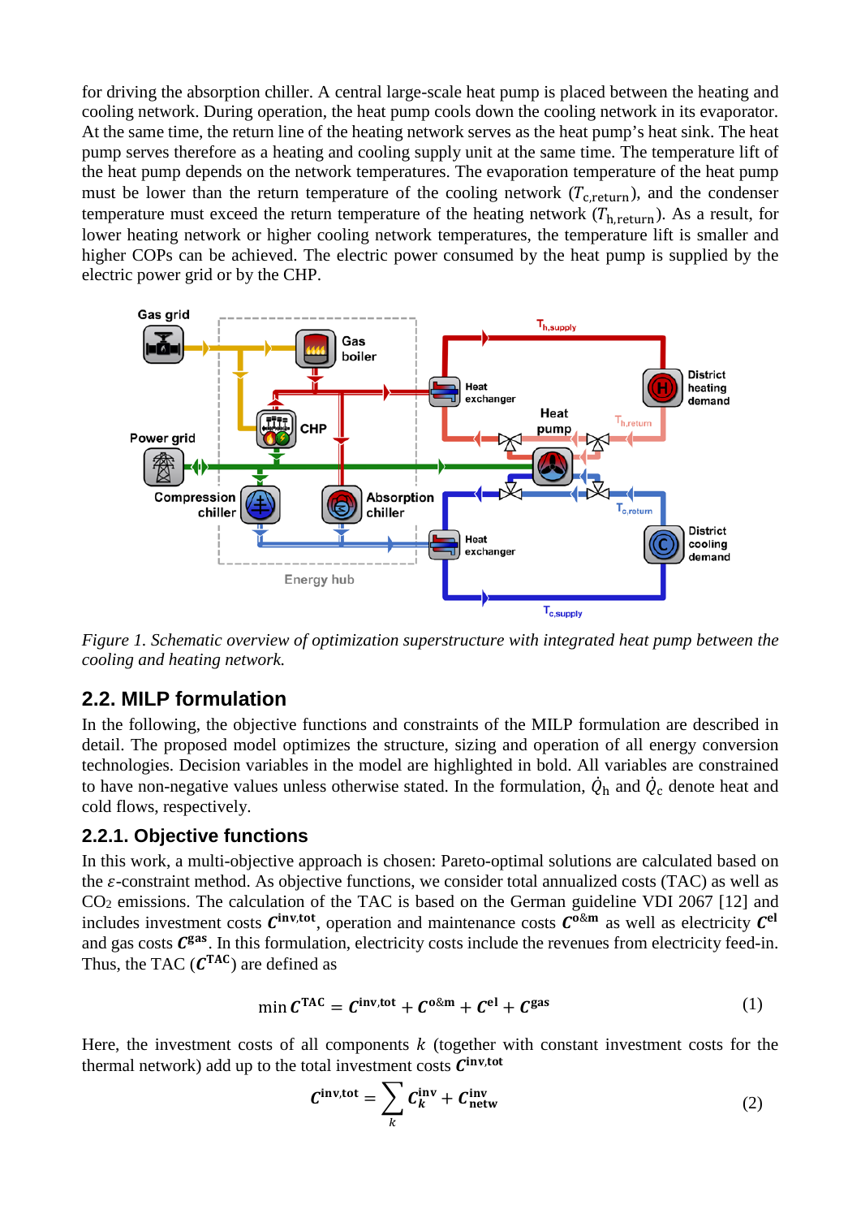for driving the absorption chiller. A central large-scale heat pump is placed between the heating and cooling network. During operation, the heat pump cools down the cooling network in its evaporator. At the same time, the return line of the heating network serves as the heat pump's heat sink. The heat pump serves therefore as a heating and cooling supply unit at the same time. The temperature lift of the heat pump depends on the network temperatures. The evaporation temperature of the heat pump must be lower than the return temperature of the cooling network ($T_{\mathrm{c,return}}$), and the condenser temperature must exceed the return temperature of the heating network ($T_{\mathrm{h,return}}$). As a result, for lower heating network or higher cooling network temperatures, the temperature lift is smaller and higher COPs can be achieved. The electric power consumed by the heat pump is supplied by the electric power grid or by the CHP.

*Figure 1. Schematic overview of optimization superstructure with integrated heat pump between the cooling and heating network.*

## 2.2. MILP formulation

In the following, the objective functions and constraints of the MILP formulation are described in detail. The proposed model optimizes the structure, sizing and operation of all energy conversion technologies. Decision variables in the model are highlighted in bold. All variables are constrained to have non-negative values unless otherwise stated. In the formulation, $\dot{Q}_{\mathrm{h}}$ and $\dot{Q}_{\mathrm{c}}$ denote heat and cold flows, respectively.

### 2.2.1. Objective functions

In this work, a multi-objective approach is chosen: Pareto-optimal solutions are calculated based on the $\varepsilon$-constraint method. As objective functions, we consider total annualized costs (TAC) as well as $CO_2$ emissions. The calculation of the TAC is based on the German guideline VDI 2067 [12] and includes investment costs $\boldsymbol{C}^{\mathrm{inv,tot}}$, operation and maintenance costs $\boldsymbol{C}^{\mathrm{o\&m}}$ as well as electricity $\boldsymbol{C}^{\mathrm{el}}$ and gas costs $\boldsymbol{C}^{\mathrm{gas}}$. In this formulation, electricity costs include the revenues from electricity feed-in. Thus, the TAC ($\boldsymbol{C}^{\mathrm{TAC}}$) are defined as

$$\min \boldsymbol{C}^{\mathrm{TAC}} = \boldsymbol{C}^{\mathrm{inv,tot}} + \boldsymbol{C}^{\mathrm{o\&m}} + \boldsymbol{C}^{\mathrm{el}} + \boldsymbol{C}^{\mathrm{gas}} \tag{1}$$

Here, the investment costs of all components $k$ (together with constant investment costs for the thermal network) add up to the total investment costs $\boldsymbol{C}^{\mathrm{inv,tot}}$

$$\boldsymbol{C}^{\mathrm{inv,tot}} = \sum_{k} \boldsymbol{C}_{k}^{\mathrm{inv}} + \boldsymbol{C}_{\mathrm{netw}}^{\mathrm{inv}} \tag{2}$$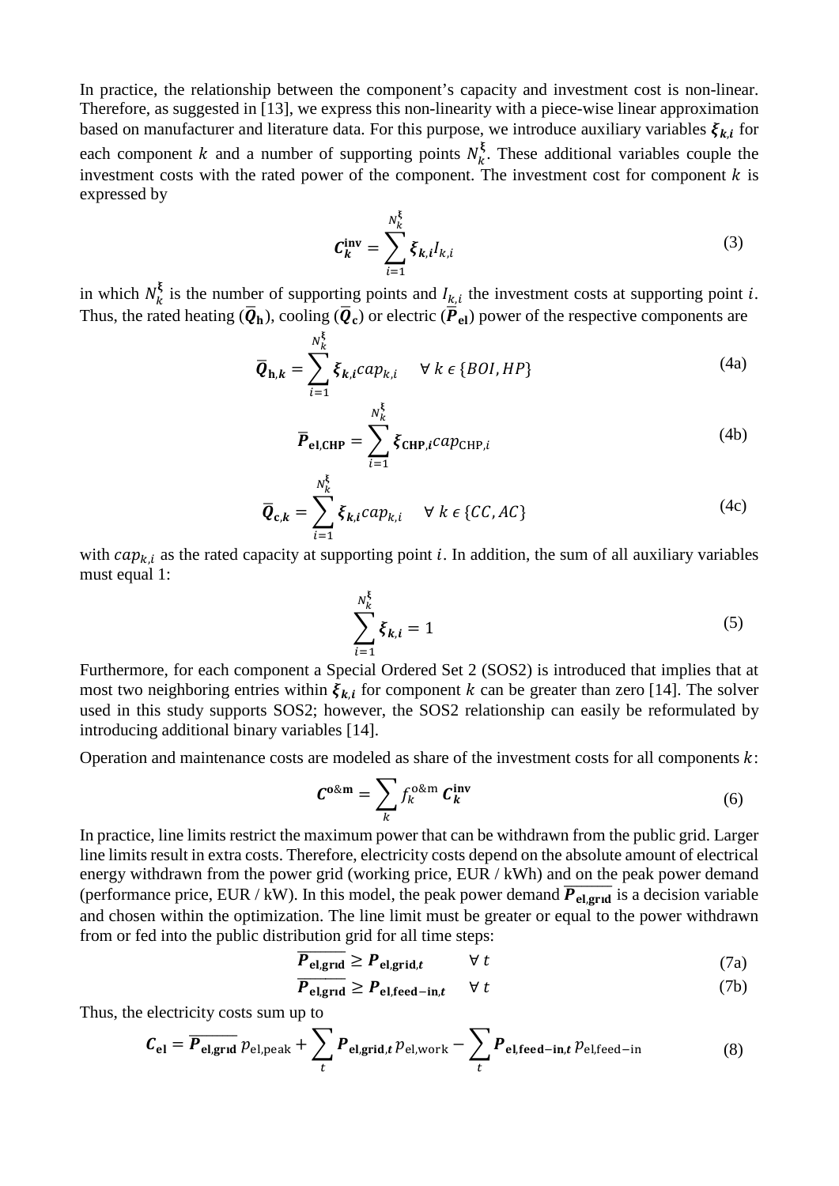In practice, the relationship between the component's capacity and investment cost is non-linear. Therefore, as suggested in [13], we express this non-linearity with a piece-wise linear approximation based on manufacturer and literature data. For this purpose, we introduce auxiliary variables $\boldsymbol{\xi}_{\boldsymbol{k},\boldsymbol{i}}$ for each component $k$ and a number of supporting points $N_k^{\boldsymbol{\xi}}$. These additional variables couple the investment costs with the rated power of the component. The investment cost for component $k$ is expressed by

$$\boldsymbol{C}_{\boldsymbol{k}}^{\mathbf{inv}} = \sum_{i=1}^{N_k^{\boldsymbol{\xi}}} \boldsymbol{\xi}_{\boldsymbol{k},\boldsymbol{i}} I_{k,i} \tag{3}$$

in which $N_k^{\boldsymbol{\xi}}$ is the number of supporting points and $I_{k,i}$ the investment costs at supporting point $i$. Thus, the rated heating ($\overline{\boldsymbol{Q}}_{\mathbf{h}}$), cooling ($\overline{\boldsymbol{Q}}_{\mathbf{c}}$) or electric ($\overline{\boldsymbol{P}}_{\mathbf{el}}$) power of the respective components are

$$\overline{\boldsymbol{Q}}_{\mathbf{h},\boldsymbol{k}} = \sum_{i=1}^{N_k^{\boldsymbol{\xi}}} \boldsymbol{\xi}_{\boldsymbol{k},\boldsymbol{i}} cap_{k,i} \quad \forall\, k \in \{BOI, HP\} \tag{4a}$$

$$\overline{\boldsymbol{P}}_{\mathbf{el,CHP}} = \sum_{i=1}^{N_k^{\boldsymbol{\xi}}} \boldsymbol{\xi}_{\mathbf{CHP},\boldsymbol{i}} cap_{\mathrm{CHP},i} \tag{4b}$$

$$\overline{\boldsymbol{Q}}_{\mathbf{c},\boldsymbol{k}} = \sum_{i=1}^{N_k^{\boldsymbol{\xi}}} \boldsymbol{\xi}_{\boldsymbol{k},\boldsymbol{i}} cap_{k,i} \quad \forall\, k \in \{CC, AC\} \tag{4c}$$

with $cap_{k,i}$ as the rated capacity at supporting point $i$. In addition, the sum of all auxiliary variables must equal 1:

$$\sum_{i=1}^{N_k^{\boldsymbol{\xi}}} \boldsymbol{\xi}_{\boldsymbol{k},\boldsymbol{i}} = 1 \tag{5}$$

Furthermore, for each component a Special Ordered Set 2 (SOS2) is introduced that implies that at most two neighboring entries within $\boldsymbol{\xi}_{\boldsymbol{k},\boldsymbol{i}}$ for component $k$ can be greater than zero [14]. The solver used in this study supports SOS2; however, the SOS2 relationship can easily be reformulated by introducing additional binary variables [14].

Operation and maintenance costs are modeled as share of the investment costs for all components $k$:

$$\boldsymbol{C}^{\mathbf{o\&m}} = \sum_k f_k^{\mathrm{o\&m}}\, \boldsymbol{C}_{\boldsymbol{k}}^{\mathbf{inv}} \tag{6}$$

In practice, line limits restrict the maximum power that can be withdrawn from the public grid. Larger line limits result in extra costs. Therefore, electricity costs depend on the absolute amount of electrical energy withdrawn from the power grid (working price, EUR / kWh) and on the peak power demand (performance price, EUR / kW). In this model, the peak power demand $\overline{\boldsymbol{P}_{\mathbf{el,grid}}}$ is a decision variable and chosen within the optimization. The line limit must be greater or equal to the power withdrawn from or fed into the public distribution grid for all time steps:

$$\overline{\boldsymbol{P}_{\mathbf{el,grid}}} \geq \boldsymbol{P}_{\mathbf{el,grid},\boldsymbol{t}} \qquad \forall\, t \tag{7a}$$

$$\overline{\boldsymbol{P}_{\mathbf{el,grid}}} \geq \boldsymbol{P}_{\mathbf{el,feed-in},\boldsymbol{t}} \qquad \forall\, t \tag{7b}$$

Thus, the electricity costs sum up to

$$\boldsymbol{C}_{\mathbf{el}} = \overline{\boldsymbol{P}_{\mathbf{el,grid}}}\, p_{\mathrm{el,peak}} + \sum_t \boldsymbol{P}_{\mathbf{el,grid},\boldsymbol{t}}\, p_{\mathrm{el,work}} - \sum_t \boldsymbol{P}_{\mathbf{el,feed-in},\boldsymbol{t}}\, p_{\mathrm{el,feed-in}} \tag{8}$$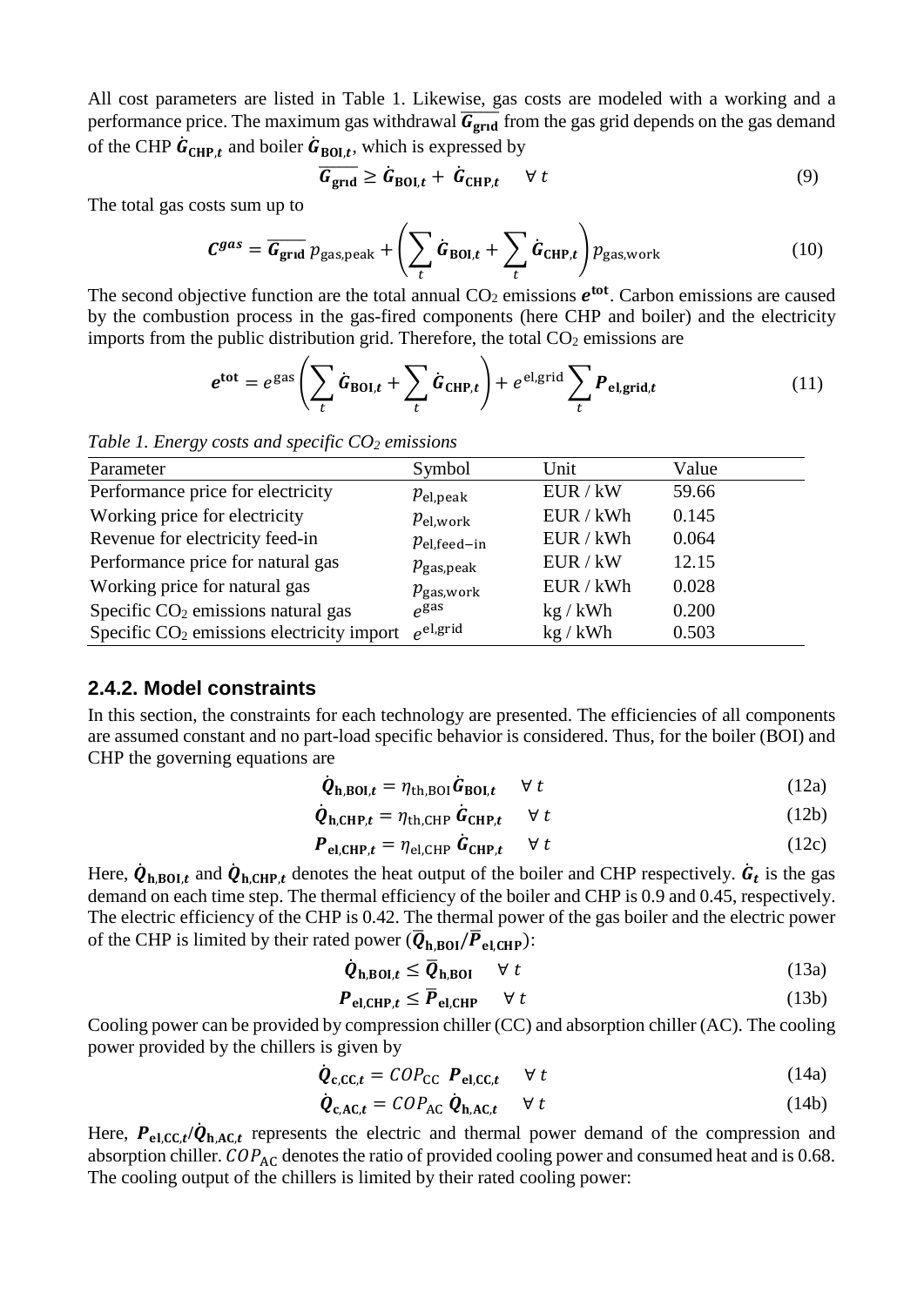All cost parameters are listed in Table 1. Likewise, gas costs are modeled with a working and a performance price. The maximum gas withdrawal $\overline{\boldsymbol{G}_{\mathbf{grid}}}$ from the gas grid depends on the gas demand of the CHP $\dot{\boldsymbol{G}}_{\mathbf{CHP},t}$ and boiler $\dot{\boldsymbol{G}}_{\mathbf{BOI},t}$, which is expressed by

$$\overline{\boldsymbol{G}_{\mathbf{grid}}} \geq \dot{\boldsymbol{G}}_{\mathbf{BOI},t} + \dot{\boldsymbol{G}}_{\mathbf{CHP},t} \quad \forall\, t \tag{9}$$

The total gas costs sum up to

$$\boldsymbol{C}^{\boldsymbol{gas}} = \overline{\boldsymbol{G}_{\mathbf{grid}}}\, p_{\mathrm{gas,peak}} + \left( \sum_t \dot{\boldsymbol{G}}_{\mathbf{BOI},t} + \sum_t \dot{\boldsymbol{G}}_{\mathbf{CHP},t} \right) p_{\mathrm{gas,work}} \tag{10}$$

The second objective function are the total annual $CO_2$ emissions $\boldsymbol{e}^{\mathbf{tot}}$. Carbon emissions are caused by the combustion process in the gas-fired components (here CHP and boiler) and the electricity imports from the public distribution grid. Therefore, the total $CO_2$ emissions are

$$\boldsymbol{e}^{\mathbf{tot}} = e^{\mathrm{gas}} \left( \sum_t \dot{\boldsymbol{G}}_{\mathbf{BOI},t} + \sum_t \dot{\boldsymbol{G}}_{\mathbf{CHP},t} \right) + e^{\mathrm{el,grid}} \sum_t \boldsymbol{P}_{\mathbf{el,grid},t} \tag{11}$$

*Table 1. Energy costs and specific $CO_2$ emissions*

| Parameter | Symbol | Unit | Value |
|---|---|---|---|
| Performance price for electricity | $p_{\mathrm{el,peak}}$ | EUR / kW | 59.66 |
| Working price for electricity | $p_{\mathrm{el,work}}$ | EUR / kWh | 0.145 |
| Revenue for electricity feed-in | $p_{\mathrm{el,feed-in}}$ | EUR / kWh | 0.064 |
| Performance price for natural gas | $p_{\mathrm{gas,peak}}$ | EUR / kW | 12.15 |
| Working price for natural gas | $p_{\mathrm{gas,work}}$ | EUR / kWh | 0.028 |
| Specific $CO_2$ emissions natural gas | $e^{\mathrm{gas}}$ | kg / kWh | 0.200 |
| Specific $CO_2$ emissions electricity import | $e^{\mathrm{el,grid}}$ | kg / kWh | 0.503 |

### 2.4.2. Model constraints

In this section, the constraints for each technology are presented. The efficiencies of all components are assumed constant and no part-load specific behavior is considered. Thus, for the boiler (BOI) and CHP the governing equations are

$$\dot{\boldsymbol{Q}}_{\mathbf{h,BOI},t} = \eta_{\mathrm{th,BOI}} \dot{\boldsymbol{G}}_{\mathbf{BOI},t} \quad \forall\, t \tag{12a}$$

$$\dot{\boldsymbol{Q}}_{\mathbf{h,CHP},t} = \eta_{\mathrm{th,CHP}}\, \dot{\boldsymbol{G}}_{\mathbf{CHP},t} \quad \forall\, t \tag{12b}$$

$$\boldsymbol{P}_{\mathbf{el,CHP},t} = \eta_{\mathrm{el,CHP}}\, \dot{\boldsymbol{G}}_{\mathbf{CHP},t} \quad \forall\, t \tag{12c}$$

Here, $\dot{\boldsymbol{Q}}_{\mathbf{h,BOI},t}$ and $\dot{\boldsymbol{Q}}_{\mathbf{h,CHP},t}$ denotes the heat output of the boiler and CHP respectively. $\dot{\boldsymbol{G}}_{\boldsymbol{t}}$ is the gas demand on each time step. The thermal efficiency of the boiler and CHP is 0.9 and 0.45, respectively. The electric efficiency of the CHP is 0.42. The thermal power of the gas boiler and the electric power of the CHP is limited by their rated power ($\overline{\boldsymbol{Q}}_{\mathbf{h,BOI}}/\overline{\boldsymbol{P}}_{\mathbf{el,CHP}}$):

$$\dot{\boldsymbol{Q}}_{\mathbf{h,BOI},t} \leq \overline{\boldsymbol{Q}}_{\mathbf{h,BOI}} \quad \forall\, t \tag{13a}$$

$$\boldsymbol{P}_{\mathbf{el,CHP},t} \leq \overline{\boldsymbol{P}}_{\mathbf{el,CHP}} \quad \forall\, t \tag{13b}$$

Cooling power can be provided by compression chiller (CC) and absorption chiller (AC). The cooling power provided by the chillers is given by

$$\dot{\boldsymbol{Q}}_{\mathbf{c,CC},t} = COP_{\mathrm{CC}}\; \boldsymbol{P}_{\mathbf{el,CC},t} \quad \forall\, t \tag{14a}$$

$$\dot{\boldsymbol{Q}}_{\mathbf{c,AC},t} = COP_{\mathrm{AC}}\; \dot{\boldsymbol{Q}}_{\mathbf{h,AC},t} \quad \forall\, t \tag{14b}$$

Here, $\boldsymbol{P}_{\mathbf{el,CC},t}/\dot{\boldsymbol{Q}}_{\mathbf{h,AC},t}$ represents the electric and thermal power demand of the compression and absorption chiller. $COP_{\mathrm{AC}}$ denotes the ratio of provided cooling power and consumed heat and is 0.68. The cooling output of the chillers is limited by their rated cooling power: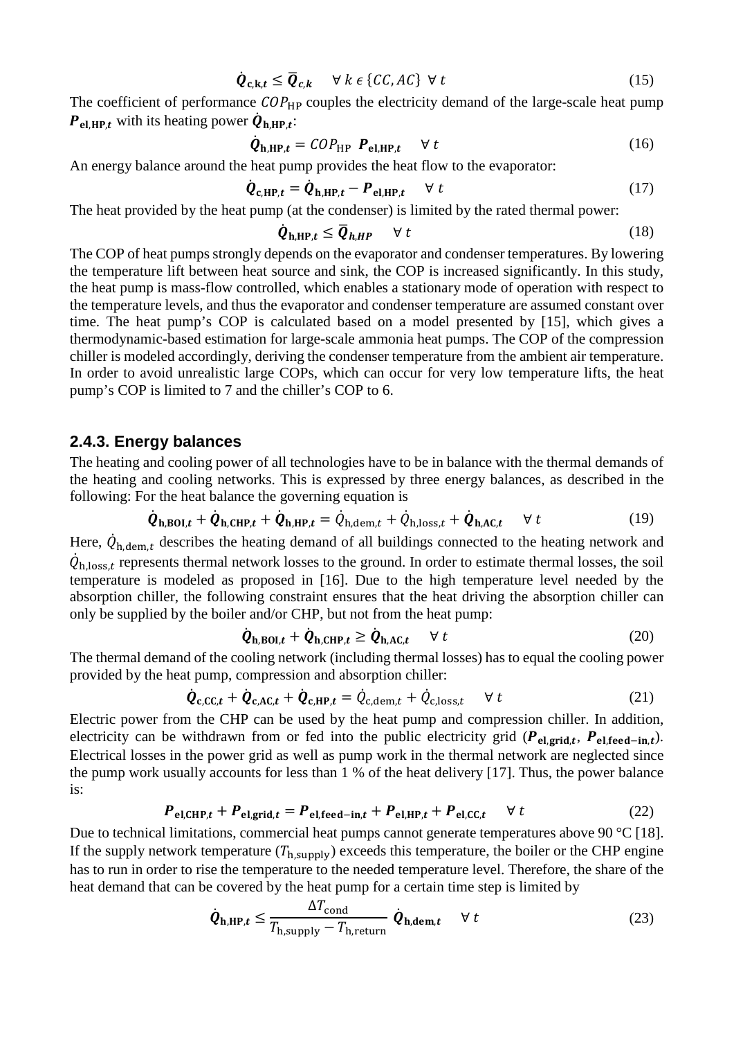$$\dot{\boldsymbol{Q}}_{\mathbf{c,k},t} \leq \overline{\boldsymbol{Q}}_{c,k} \quad \forall\, k \in \{CC, AC\}\ \forall\, t \tag{15}$$

The coefficient of performance $COP_{\mathrm{HP}}$ couples the electricity demand of the large-scale heat pump $\boldsymbol{P}_{\mathbf{el,HP},t}$ with its heating power $\dot{\boldsymbol{Q}}_{\mathbf{h,HP},t}$:

$$\dot{\boldsymbol{Q}}_{\mathbf{h,HP},t} = COP_{\mathrm{HP}}\ \boldsymbol{P}_{\mathbf{el,HP},t} \quad \forall\, t \tag{16}$$

An energy balance around the heat pump provides the heat flow to the evaporator:

$$\dot{\boldsymbol{Q}}_{\mathbf{c,HP},t} = \dot{\boldsymbol{Q}}_{\mathbf{h,HP},t} - \boldsymbol{P}_{\mathbf{el,HP},t} \quad \forall\, t \tag{17}$$

The heat provided by the heat pump (at the condenser) is limited by the rated thermal power:

$$\dot{\boldsymbol{Q}}_{\mathbf{h,HP},t} \leq \overline{\boldsymbol{Q}}_{h,HP} \quad \forall\, t \tag{18}$$

The COP of heat pumps strongly depends on the evaporator and condenser temperatures. By lowering the temperature lift between heat source and sink, the COP is increased significantly. In this study, the heat pump is mass-flow controlled, which enables a stationary mode of operation with respect to the temperature levels, and thus the evaporator and condenser temperature are assumed constant over time. The heat pump's COP is calculated based on a model presented by [15], which gives a thermodynamic-based estimation for large-scale ammonia heat pumps. The COP of the compression chiller is modeled accordingly, deriving the condenser temperature from the ambient air temperature. In order to avoid unrealistic large COPs, which can occur for very low temperature lifts, the heat pump's COP is limited to 7 and the chiller's COP to 6.

### 2.4.3. Energy balances

The heating and cooling power of all technologies have to be in balance with the thermal demands of the heating and cooling networks. This is expressed by three energy balances, as described in the following: For the heat balance the governing equation is

$$\dot{\boldsymbol{Q}}_{\mathbf{h,BOI},t} + \dot{\boldsymbol{Q}}_{\mathbf{h,CHP},t} + \dot{\boldsymbol{Q}}_{\mathbf{h,HP},t} = \dot{Q}_{\mathrm{h,dem},t} + \dot{Q}_{\mathrm{h,loss},t} + \dot{\boldsymbol{Q}}_{\mathbf{h,AC},t} \quad \forall\, t \tag{19}$$

Here, $\dot{Q}_{\mathrm{h,dem},t}$ describes the heating demand of all buildings connected to the heating network and $\dot{Q}_{\mathrm{h,loss},t}$ represents thermal network losses to the ground. In order to estimate thermal losses, the soil temperature is modeled as proposed in [16]. Due to the high temperature level needed by the absorption chiller, the following constraint ensures that the heat driving the absorption chiller can only be supplied by the boiler and/or CHP, but not from the heat pump:

$$\dot{\boldsymbol{Q}}_{\mathbf{h,BOI},t} + \dot{\boldsymbol{Q}}_{\mathbf{h,CHP},t} \geq \dot{\boldsymbol{Q}}_{\mathbf{h,AC},t} \quad \forall\, t \tag{20}$$

The thermal demand of the cooling network (including thermal losses) has to equal the cooling power provided by the heat pump, compression and absorption chiller:

$$\dot{\boldsymbol{Q}}_{\mathbf{c,CC},t} + \dot{\boldsymbol{Q}}_{\mathbf{c,AC},t} + \dot{\boldsymbol{Q}}_{\mathbf{c,HP},t} = \dot{Q}_{\mathrm{c,dem},t} + \dot{Q}_{\mathrm{c,loss},t} \quad \forall\, t \tag{21}$$

Electric power from the CHP can be used by the heat pump and compression chiller. In addition, electricity can be withdrawn from or fed into the public electricity grid ($\boldsymbol{P}_{\mathbf{el,grid},t}$, $\boldsymbol{P}_{\mathbf{el,feed-in},t}$). Electrical losses in the power grid as well as pump work in the thermal network are neglected since the pump work usually accounts for less than 1 % of the heat delivery [17]. Thus, the power balance is:

$$\boldsymbol{P}_{\mathbf{el,CHP},t} + \boldsymbol{P}_{\mathbf{el,grid},t} = \boldsymbol{P}_{\mathbf{el,feed-in},t} + \boldsymbol{P}_{\mathbf{el,HP},t} + \boldsymbol{P}_{\mathbf{el,CC},t} \quad \forall\, t \tag{22}$$

Due to technical limitations, commercial heat pumps cannot generate temperatures above 90 °C [18]. If the supply network temperature ($T_{\mathrm{h,supply}}$) exceeds this temperature, the boiler or the CHP engine has to run in order to rise the temperature to the needed temperature level. Therefore, the share of the heat demand that can be covered by the heat pump for a certain time step is limited by

$$\dot{\boldsymbol{Q}}_{\mathbf{h,HP},t} \leq \frac{\Delta T_{\mathrm{cond}}}{T_{\mathrm{h,supply}} - T_{\mathrm{h,return}}}\ \dot{\boldsymbol{Q}}_{\mathbf{h,dem},t} \quad \forall\, t \tag{23}$$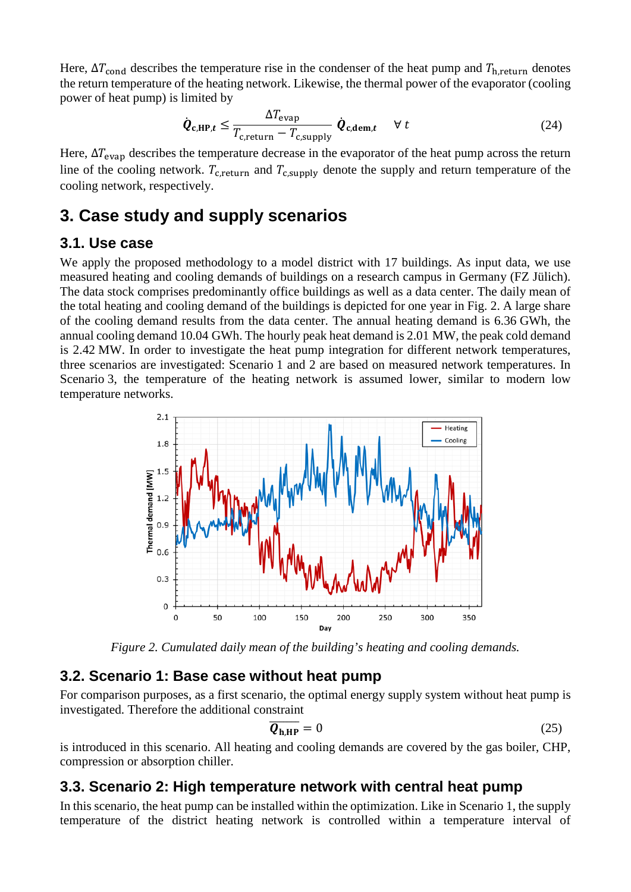Here, $\Delta T_{\text{cond}}$ describes the temperature rise in the condenser of the heat pump and $T_{\text{h,return}}$ denotes the return temperature of the heating network. Likewise, the thermal power of the evaporator (cooling power of heat pump) is limited by

$$\dot{\boldsymbol{Q}}_{\mathbf{c,HP},t} \leq \frac{\Delta T_{\text{evap}}}{T_{\text{c,return}} - T_{\text{c,supply}}} \dot{\boldsymbol{Q}}_{\text{c,dem},t} \quad \forall\, t \tag{24}$$

Here, $\Delta T_{\text{evap}}$ describes the temperature decrease in the evaporator of the heat pump across the return line of the cooling network. $T_{\text{c,return}}$ and $T_{\text{c,supply}}$ denote the supply and return temperature of the cooling network, respectively.

# 3. Case study and supply scenarios

## 3.1. Use case

We apply the proposed methodology to a model district with 17 buildings. As input data, we use measured heating and cooling demands of buildings on a research campus in Germany (FZ Jülich). The data stock comprises predominantly office buildings as well as a data center. The daily mean of the total heating and cooling demand of the buildings is depicted for one year in Fig. 2. A large share of the cooling demand results from the data center. The annual heating demand is 6.36 GWh, the annual cooling demand 10.04 GWh. The hourly peak heat demand is 2.01 MW, the peak cold demand is 2.42 MW. In order to investigate the heat pump integration for different network temperatures, three scenarios are investigated: Scenario 1 and 2 are based on measured network temperatures. In Scenario 3, the temperature of the heating network is assumed lower, similar to modern low temperature networks.

*Figure 2. Cumulated daily mean of the building's heating and cooling demands.*

## 3.2. Scenario 1: Base case without heat pump

For comparison purposes, as a first scenario, the optimal energy supply system without heat pump is investigated. Therefore the additional constraint

$$\overline{\boldsymbol{Q}_{\mathbf{h,HP}}} = 0 \tag{25}$$

is introduced in this scenario. All heating and cooling demands are covered by the gas boiler, CHP, compression or absorption chiller.

## 3.3. Scenario 2: High temperature network with central heat pump

In this scenario, the heat pump can be installed within the optimization. Like in Scenario 1, the supply temperature of the district heating network is controlled within a temperature interval of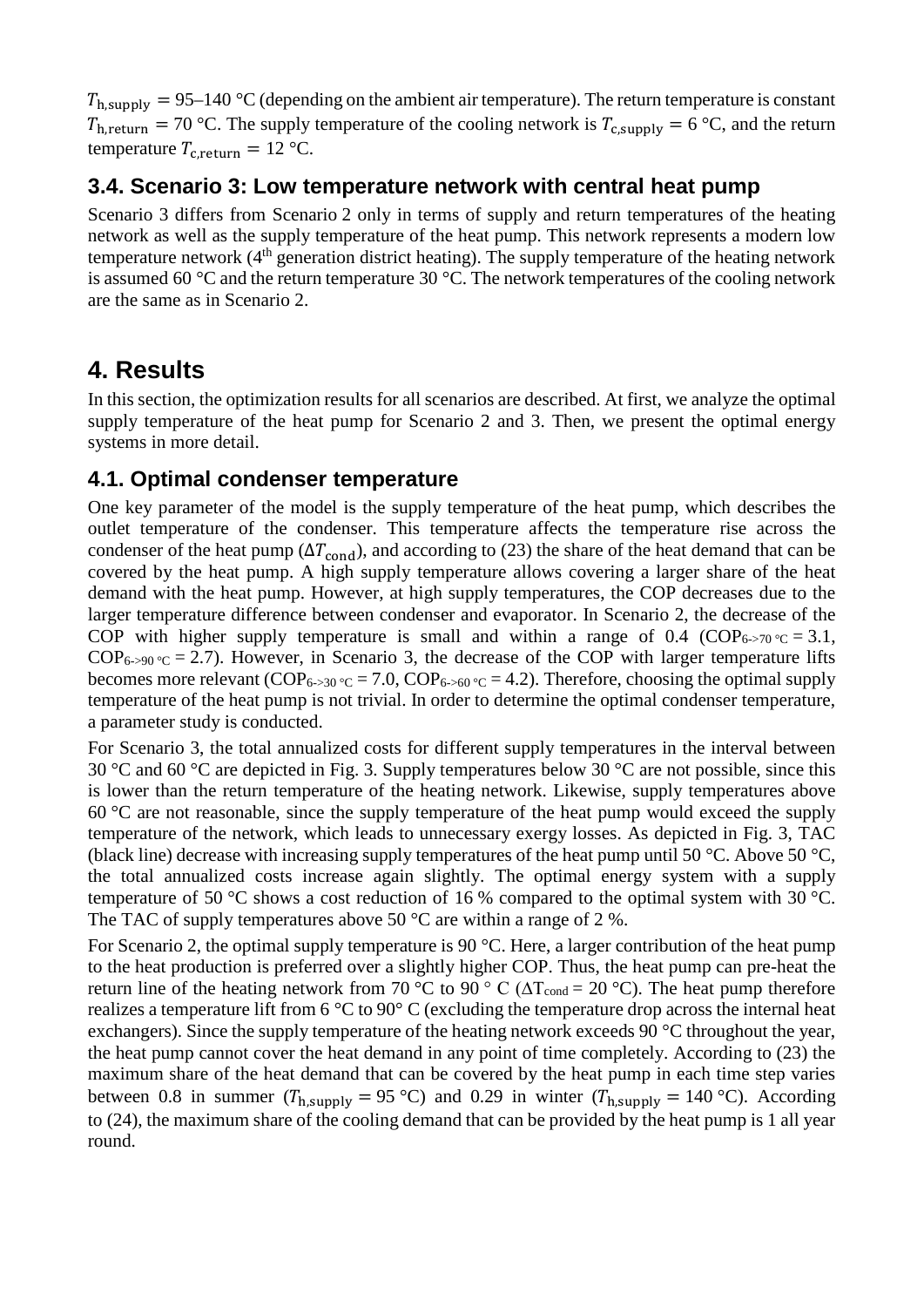$T_{\text{h,supply}} = 95$–140 °C (depending on the ambient air temperature). The return temperature is constant $T_{\text{h,return}} = 70$ °C. The supply temperature of the cooling network is $T_{\text{c,supply}} = 6$ °C, and the return temperature $T_{\text{c,return}} = 12$ °C.

### 3.4. Scenario 3: Low temperature network with central heat pump

Scenario 3 differs from Scenario 2 only in terms of supply and return temperatures of the heating network as well as the supply temperature of the heat pump. This network represents a modern low temperature network (4$^{\text{th}}$ generation district heating). The supply temperature of the heating network is assumed 60 °C and the return temperature 30 °C. The network temperatures of the cooling network are the same as in Scenario 2.

## 4. Results

In this section, the optimization results for all scenarios are described. At first, we analyze the optimal supply temperature of the heat pump for Scenario 2 and 3. Then, we present the optimal energy systems in more detail.

### 4.1. Optimal condenser temperature

One key parameter of the model is the supply temperature of the heat pump, which describes the outlet temperature of the condenser. This temperature affects the temperature rise across the condenser of the heat pump ($\Delta T_{\text{cond}}$), and according to (23) the share of the heat demand that can be covered by the heat pump. A high supply temperature allows covering a larger share of the heat demand with the heat pump. However, at high supply temperatures, the COP decreases due to the larger temperature difference between condenser and evaporator. In Scenario 2, the decrease of the COP with higher supply temperature is small and within a range of 0.4 ($\text{COP}_{6\text{->}70\,°\text{C}} = 3.1$, $\text{COP}_{6\text{->}90\,°\text{C}} = 2.7$). However, in Scenario 3, the decrease of the COP with larger temperature lifts becomes more relevant ($\text{COP}_{6\text{->}30\,°\text{C}} = 7.0$, $\text{COP}_{6\text{->}60\,°\text{C}} = 4.2$). Therefore, choosing the optimal supply temperature of the heat pump is not trivial. In order to determine the optimal condenser temperature, a parameter study is conducted.

For Scenario 3, the total annualized costs for different supply temperatures in the interval between 30 °C and 60 °C are depicted in Fig. 3. Supply temperatures below 30 °C are not possible, since this is lower than the return temperature of the heating network. Likewise, supply temperatures above 60 °C are not reasonable, since the supply temperature of the heat pump would exceed the supply temperature of the network, which leads to unnecessary exergy losses. As depicted in Fig. 3, TAC (black line) decrease with increasing supply temperatures of the heat pump until 50 °C. Above 50 °C, the total annualized costs increase again slightly. The optimal energy system with a supply temperature of 50 °C shows a cost reduction of 16 % compared to the optimal system with 30 °C. The TAC of supply temperatures above 50 °C are within a range of 2 %.

For Scenario 2, the optimal supply temperature is 90 °C. Here, a larger contribution of the heat pump to the heat production is preferred over a slightly higher COP. Thus, the heat pump can pre-heat the return line of the heating network from 70 °C to 90 ° C ($\Delta T_{\text{cond}} = 20$ °C). The heat pump therefore realizes a temperature lift from 6 °C to 90° C (excluding the temperature drop across the internal heat exchangers). Since the supply temperature of the heating network exceeds 90 °C throughout the year, the heat pump cannot cover the heat demand in any point of time completely. According to (23) the maximum share of the heat demand that can be covered by the heat pump in each time step varies between 0.8 in summer ($T_{\text{h,supply}} = 95$ °C) and 0.29 in winter ($T_{\text{h,supply}} = 140$ °C). According to (24), the maximum share of the cooling demand that can be provided by the heat pump is 1 all year round.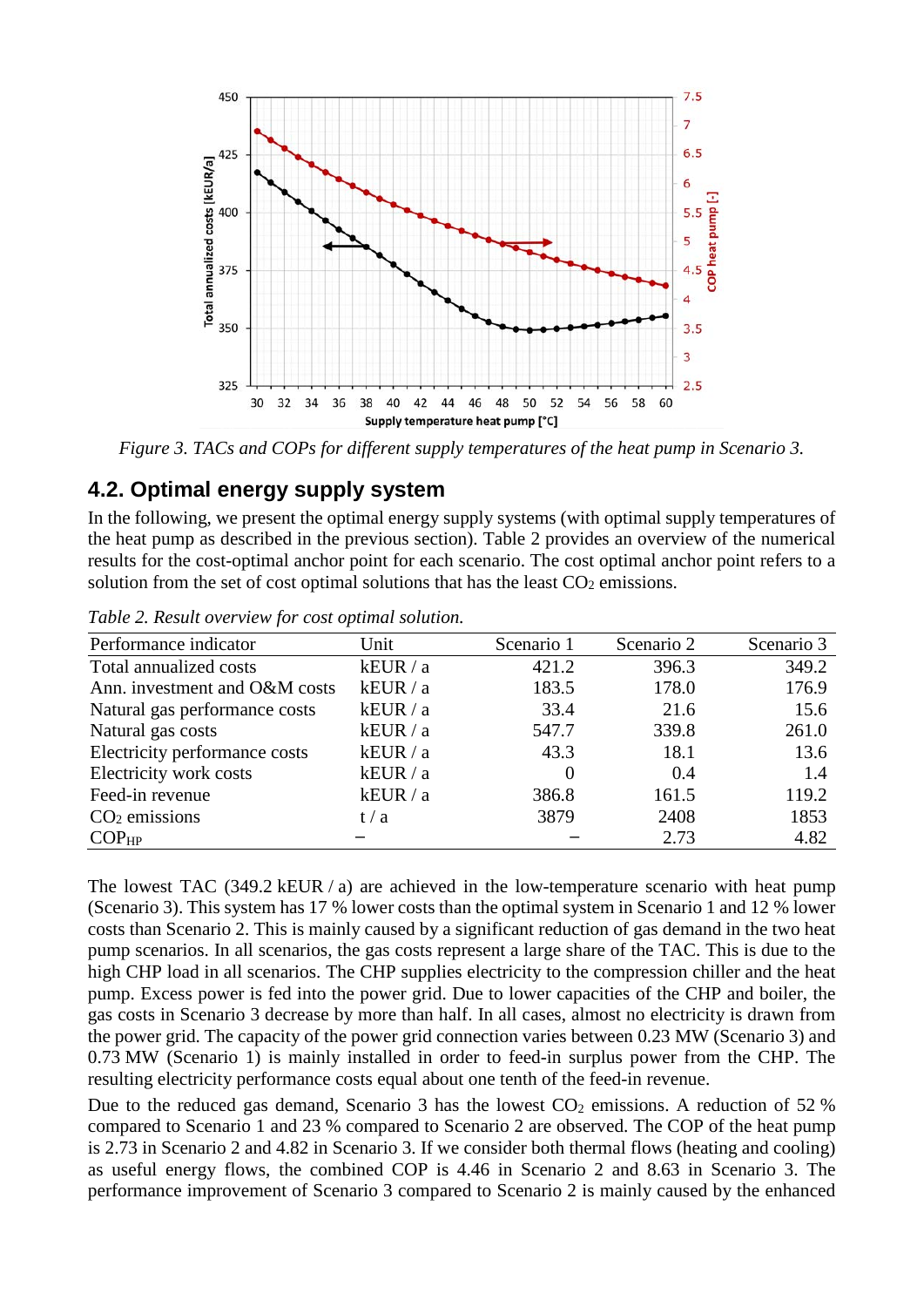*Figure 3. TACs and COPs for different supply temperatures of the heat pump in Scenario 3.*

## 4.2. Optimal energy supply system

In the following, we present the optimal energy supply systems (with optimal supply temperatures of the heat pump as described in the previous section). Table 2 provides an overview of the numerical results for the cost-optimal anchor point for each scenario. The cost optimal anchor point refers to a solution from the set of cost optimal solutions that has the least $CO_2$ emissions.

*Table 2. Result overview for cost optimal solution.*

| Performance indicator | Unit | Scenario 1 | Scenario 2 | Scenario 3 |
|---|---|---|---|---|
| Total annualized costs | kEUR / a | 421.2 | 396.3 | 349.2 |
| Ann. investment and O&M costs | kEUR / a | 183.5 | 178.0 | 176.9 |
| Natural gas performance costs | kEUR / a | 33.4 | 21.6 | 15.6 |
| Natural gas costs | kEUR / a | 547.7 | 339.8 | 261.0 |
| Electricity performance costs | kEUR / a | 43.3 | 18.1 | 13.6 |
| Electricity work costs | kEUR / a | 0 | 0.4 | 1.4 |
| Feed-in revenue | kEUR / a | 386.8 | 161.5 | 119.2 |
| $CO_2$ emissions | t / a | 3879 | 2408 | 1853 |
| $COP_{HP}$ | – | – | 2.73 | 4.82 |

The lowest TAC (349.2 kEUR / a) are achieved in the low-temperature scenario with heat pump (Scenario 3). This system has 17 % lower costs than the optimal system in Scenario 1 and 12 % lower costs than Scenario 2. This is mainly caused by a significant reduction of gas demand in the two heat pump scenarios. In all scenarios, the gas costs represent a large share of the TAC. This is due to the high CHP load in all scenarios. The CHP supplies electricity to the compression chiller and the heat pump. Excess power is fed into the power grid. Due to lower capacities of the CHP and boiler, the gas costs in Scenario 3 decrease by more than half. In all cases, almost no electricity is drawn from the power grid. The capacity of the power grid connection varies between 0.23 MW (Scenario 3) and 0.73 MW (Scenario 1) is mainly installed in order to feed-in surplus power from the CHP. The resulting electricity performance costs equal about one tenth of the feed-in revenue.

Due to the reduced gas demand, Scenario 3 has the lowest $CO_2$ emissions. A reduction of 52 % compared to Scenario 1 and 23 % compared to Scenario 2 are observed. The COP of the heat pump is 2.73 in Scenario 2 and 4.82 in Scenario 3. If we consider both thermal flows (heating and cooling) as useful energy flows, the combined COP is 4.46 in Scenario 2 and 8.63 in Scenario 3. The performance improvement of Scenario 3 compared to Scenario 2 is mainly caused by the enhanced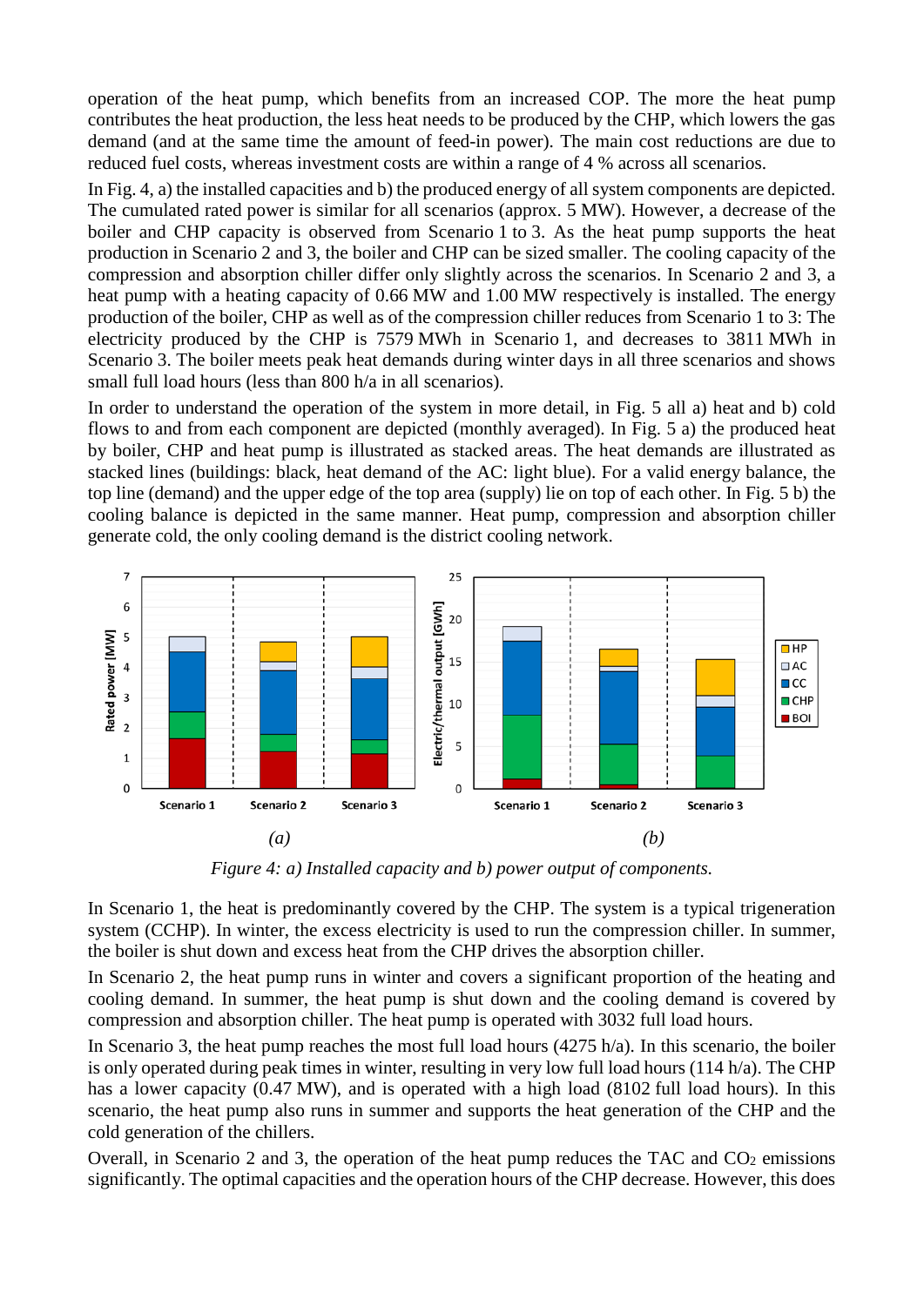operation of the heat pump, which benefits from an increased COP. The more the heat pump contributes the heat production, the less heat needs to be produced by the CHP, which lowers the gas demand (and at the same time the amount of feed-in power). The main cost reductions are due to reduced fuel costs, whereas investment costs are within a range of 4 % across all scenarios.

In Fig. 4, a) the installed capacities and b) the produced energy of all system components are depicted. The cumulated rated power is similar for all scenarios (approx. 5 MW). However, a decrease of the boiler and CHP capacity is observed from Scenario 1 to 3. As the heat pump supports the heat production in Scenario 2 and 3, the boiler and CHP can be sized smaller. The cooling capacity of the compression and absorption chiller differ only slightly across the scenarios. In Scenario 2 and 3, a heat pump with a heating capacity of 0.66 MW and 1.00 MW respectively is installed. The energy production of the boiler, CHP as well as of the compression chiller reduces from Scenario 1 to 3: The electricity produced by the CHP is 7579 MWh in Scenario 1, and decreases to 3811 MWh in Scenario 3. The boiler meets peak heat demands during winter days in all three scenarios and shows small full load hours (less than 800 h/a in all scenarios).

In order to understand the operation of the system in more detail, in Fig. 5 all a) heat and b) cold flows to and from each component are depicted (monthly averaged). In Fig. 5 a) the produced heat by boiler, CHP and heat pump is illustrated as stacked areas. The heat demands are illustrated as stacked lines (buildings: black, heat demand of the AC: light blue). For a valid energy balance, the top line (demand) and the upper edge of the top area (supply) lie on top of each other. In Fig. 5 b) the cooling balance is depicted in the same manner. Heat pump, compression and absorption chiller generate cold, the only cooling demand is the district cooling network.

*Figure 4: a) Installed capacity and b) power output of components.*

In Scenario 1, the heat is predominantly covered by the CHP. The system is a typical trigeneration system (CCHP). In winter, the excess electricity is used to run the compression chiller. In summer, the boiler is shut down and excess heat from the CHP drives the absorption chiller.

In Scenario 2, the heat pump runs in winter and covers a significant proportion of the heating and cooling demand. In summer, the heat pump is shut down and the cooling demand is covered by compression and absorption chiller. The heat pump is operated with 3032 full load hours.

In Scenario 3, the heat pump reaches the most full load hours (4275 h/a). In this scenario, the boiler is only operated during peak times in winter, resulting in very low full load hours (114 h/a). The CHP has a lower capacity (0.47 MW), and is operated with a high load (8102 full load hours). In this scenario, the heat pump also runs in summer and supports the heat generation of the CHP and the cold generation of the chillers.

Overall, in Scenario 2 and 3, the operation of the heat pump reduces the TAC and $CO_2$ emissions significantly. The optimal capacities and the operation hours of the CHP decrease. However, this does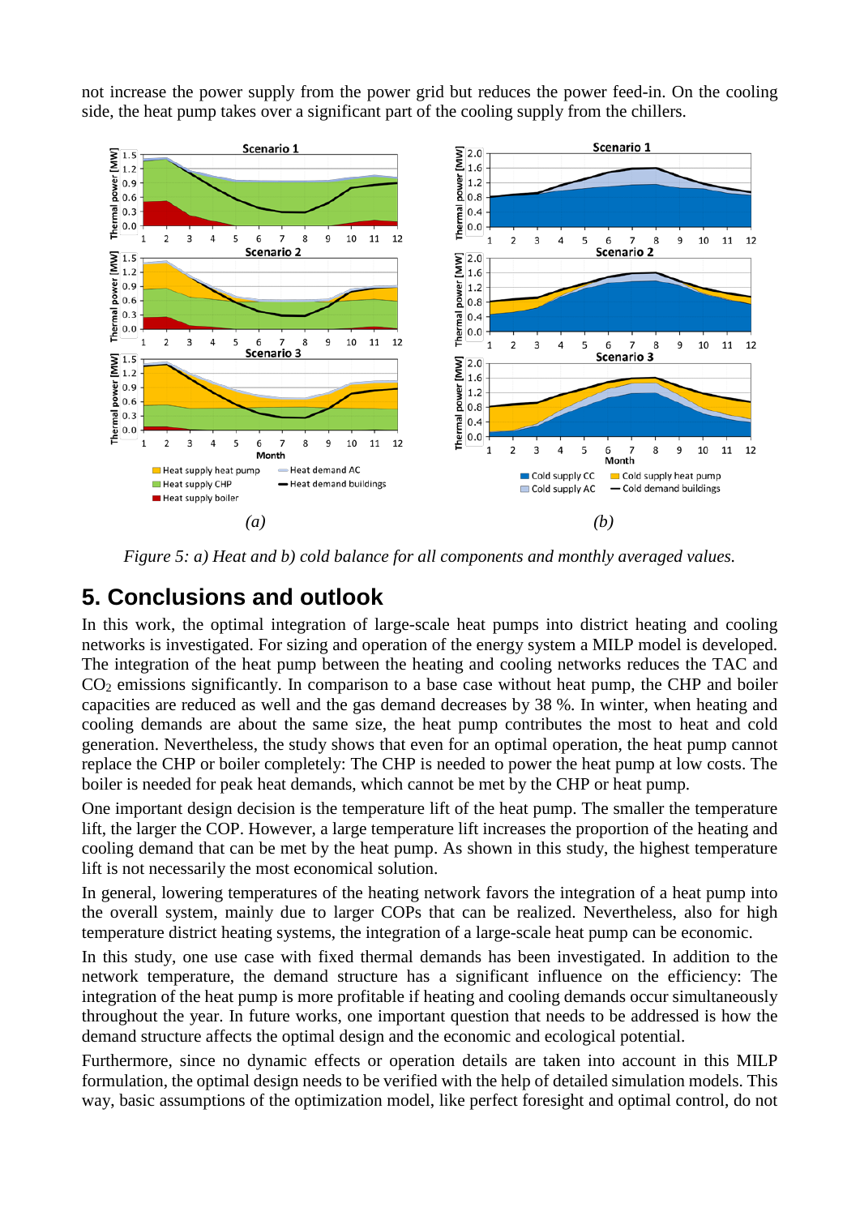not increase the power supply from the power grid but reduces the power feed-in. On the cooling side, the heat pump takes over a significant part of the cooling supply from the chillers.

*Figure 5: a) Heat and b) cold balance for all components and monthly averaged values.*

## 5. Conclusions and outlook

In this work, the optimal integration of large-scale heat pumps into district heating and cooling networks is investigated. For sizing and operation of the energy system a MILP model is developed. The integration of the heat pump between the heating and cooling networks reduces the TAC and $CO_2$ emissions significantly. In comparison to a base case without heat pump, the CHP and boiler capacities are reduced as well and the gas demand decreases by 38 %. In winter, when heating and cooling demands are about the same size, the heat pump contributes the most to heat and cold generation. Nevertheless, the study shows that even for an optimal operation, the heat pump cannot replace the CHP or boiler completely: The CHP is needed to power the heat pump at low costs. The boiler is needed for peak heat demands, which cannot be met by the CHP or heat pump.

One important design decision is the temperature lift of the heat pump. The smaller the temperature lift, the larger the COP. However, a large temperature lift increases the proportion of the heating and cooling demand that can be met by the heat pump. As shown in this study, the highest temperature lift is not necessarily the most economical solution.

In general, lowering temperatures of the heating network favors the integration of a heat pump into the overall system, mainly due to larger COPs that can be realized. Nevertheless, also for high temperature district heating systems, the integration of a large-scale heat pump can be economic.

In this study, one use case with fixed thermal demands has been investigated. In addition to the network temperature, the demand structure has a significant influence on the efficiency: The integration of the heat pump is more profitable if heating and cooling demands occur simultaneously throughout the year. In future works, one important question that needs to be addressed is how the demand structure affects the optimal design and the economic and ecological potential.

Furthermore, since no dynamic effects or operation details are taken into account in this MILP formulation, the optimal design needs to be verified with the help of detailed simulation models. This way, basic assumptions of the optimization model, like perfect foresight and optimal control, do not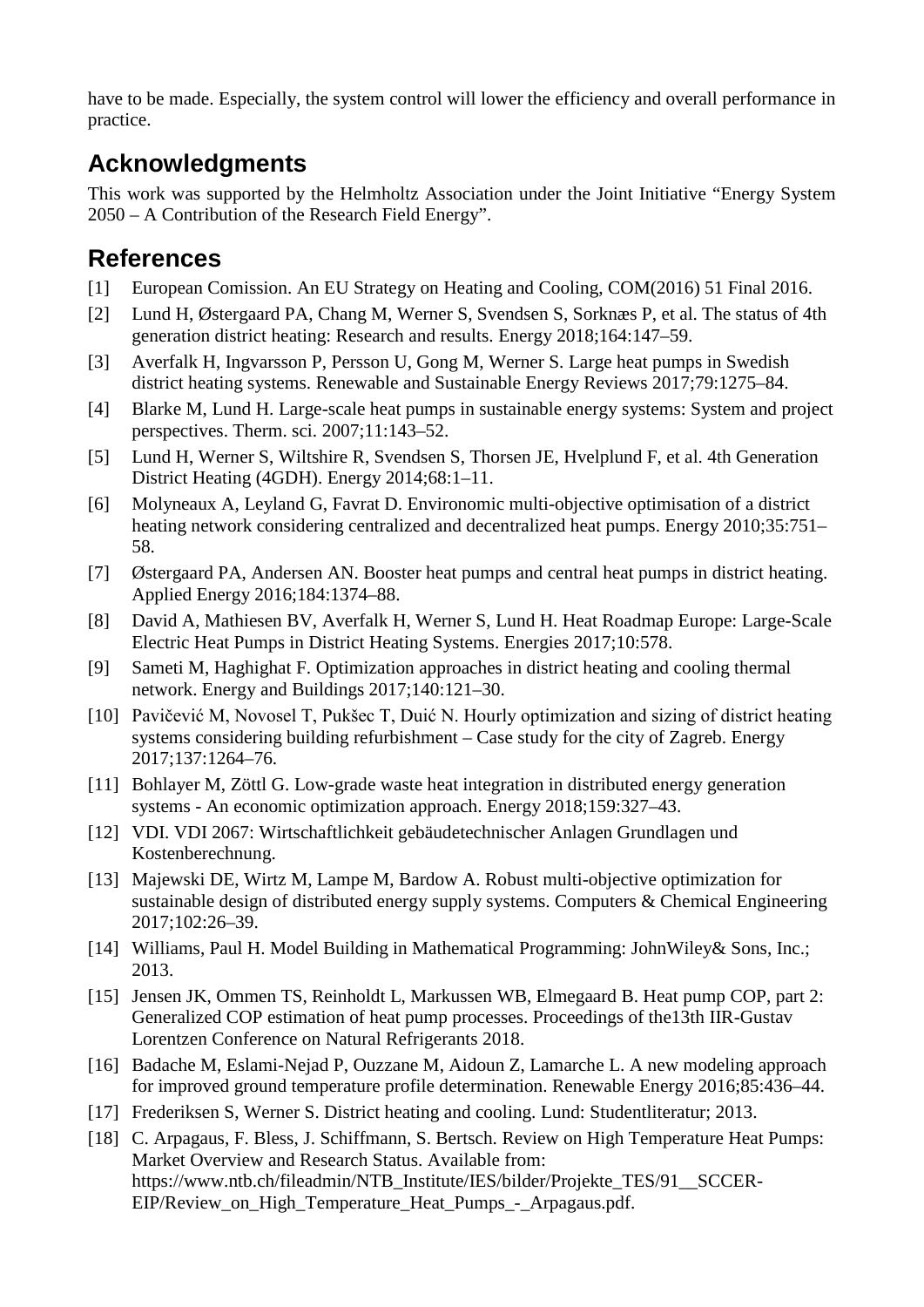have to be made. Especially, the system control will lower the efficiency and overall performance in practice.

## Acknowledgments

This work was supported by the Helmholtz Association under the Joint Initiative "Energy System 2050 – A Contribution of the Research Field Energy".

## References

[1] European Comission. An EU Strategy on Heating and Cooling, COM(2016) 51 Final 2016.

[2] Lund H, Østergaard PA, Chang M, Werner S, Svendsen S, Sorknæs P, et al. The status of 4th generation district heating: Research and results. Energy 2018;164:147–59.

[3] Averfalk H, Ingvarsson P, Persson U, Gong M, Werner S. Large heat pumps in Swedish district heating systems. Renewable and Sustainable Energy Reviews 2017;79:1275–84.

[4] Blarke M, Lund H. Large-scale heat pumps in sustainable energy systems: System and project perspectives. Therm. sci. 2007;11:143–52.

[5] Lund H, Werner S, Wiltshire R, Svendsen S, Thorsen JE, Hvelplund F, et al. 4th Generation District Heating (4GDH). Energy 2014;68:1–11.

[6] Molyneaux A, Leyland G, Favrat D. Environomic multi-objective optimisation of a district heating network considering centralized and decentralized heat pumps. Energy 2010;35:751–58.

[7] Østergaard PA, Andersen AN. Booster heat pumps and central heat pumps in district heating. Applied Energy 2016;184:1374–88.

[8] David A, Mathiesen BV, Averfalk H, Werner S, Lund H. Heat Roadmap Europe: Large-Scale Electric Heat Pumps in District Heating Systems. Energies 2017;10:578.

[9] Sameti M, Haghighat F. Optimization approaches in district heating and cooling thermal network. Energy and Buildings 2017;140:121–30.

[10] Pavičević M, Novosel T, Pukšec T, Duić N. Hourly optimization and sizing of district heating systems considering building refurbishment – Case study for the city of Zagreb. Energy 2017;137:1264–76.

[11] Bohlayer M, Zöttl G. Low-grade waste heat integration in distributed energy generation systems - An economic optimization approach. Energy 2018;159:327–43.

[12] VDI. VDI 2067: Wirtschaftlichkeit gebäudetechnischer Anlagen Grundlagen und Kostenberechnung.

[13] Majewski DE, Wirtz M, Lampe M, Bardow A. Robust multi-objective optimization for sustainable design of distributed energy supply systems. Computers & Chemical Engineering 2017;102:26–39.

[14] Williams, Paul H. Model Building in Mathematical Programming: JohnWiley& Sons, Inc.; 2013.

[15] Jensen JK, Ommen TS, Reinholdt L, Markussen WB, Elmegaard B. Heat pump COP, part 2: Generalized COP estimation of heat pump processes. Proceedings of the13th IIR-Gustav Lorentzen Conference on Natural Refrigerants 2018.

[16] Badache M, Eslami-Nejad P, Ouzzane M, Aidoun Z, Lamarche L. A new modeling approach for improved ground temperature profile determination. Renewable Energy 2016;85:436–44.

[17] Frederiksen S, Werner S. District heating and cooling. Lund: Studentliteratur; 2013.

[18] C. Arpagaus, F. Bless, J. Schiffmann, S. Bertsch. Review on High Temperature Heat Pumps: Market Overview and Research Status. Available from: https://www.ntb.ch/fileadmin/NTB_Institute/IES/bilder/Projekte_TES/91__SCCER-EIP/Review_on_High_Temperature_Heat_Pumps_-_Arpagaus.pdf.